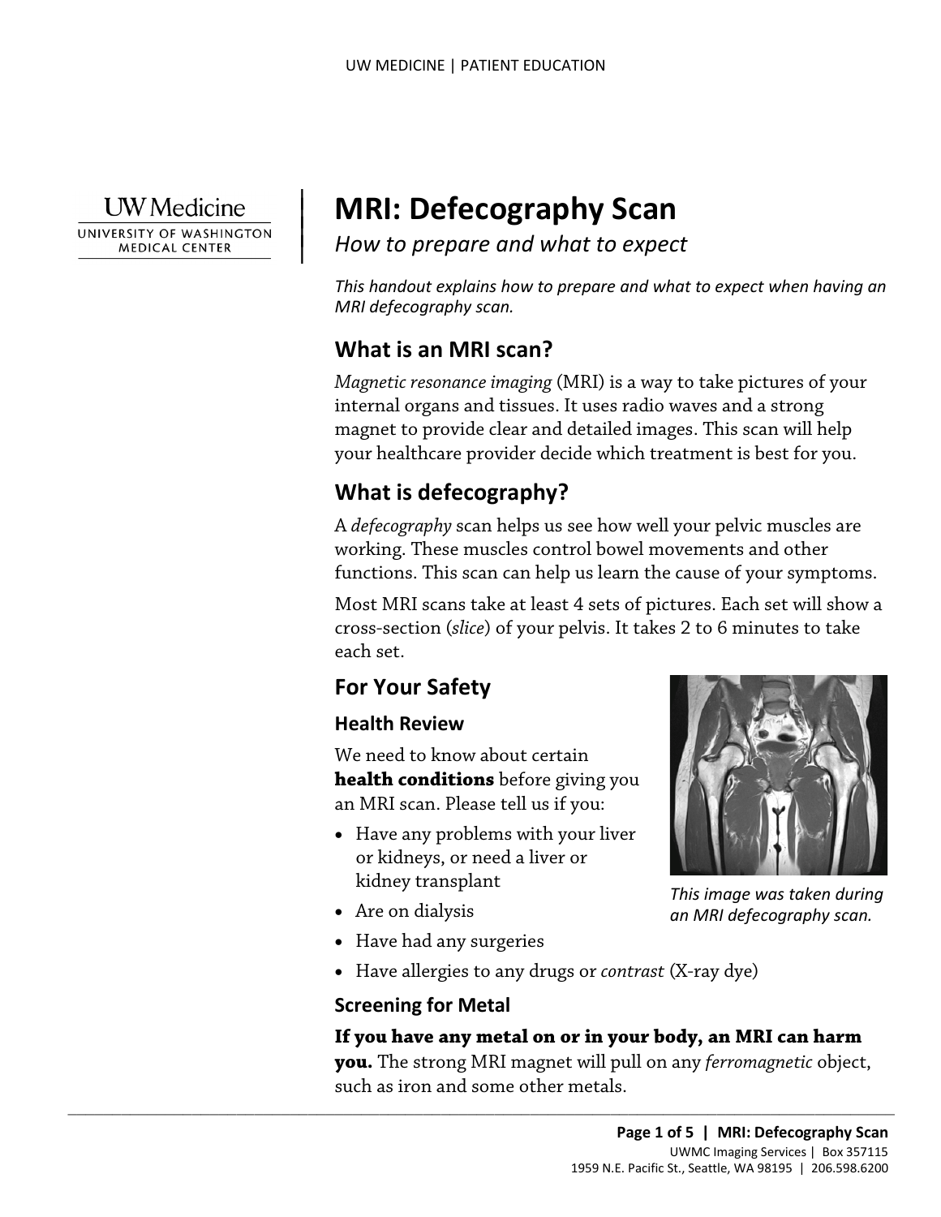# MRI: Defecography Scan

*How to prepare and what to expect*

*This handout explains how to prepare and what to expect when having an MRI defecography scan.*

## What is an MRI scan?

*Magnetic resonance imaging* (MRI) is a way to take pictures of your internal organs and tissues. It uses radio waves and a strong magnet to provide clear and detailed images. This scan will help your healthcare provider decide which treatment is best for you.

## What is defecography?

A *defecography* scan helps us see how well your pelvic muscles are working. These muscles control bowel movements and other functions. This scan can help us learn the cause of your symptoms.

Most MRI scans take at least 4 sets of pictures. Each set will show a cross-section (*slice*) of your pelvis. It takes 2 to 6 minutes to take each set.

## For Your Safety

### Health Review

We need to know about certain **health conditions** before giving you an MRI scan. Please tell us if you:

- Have any problems with your liver or kidneys, or need a liver or kidney transplant
- Are on dialysis
- Have had any surgeries
- Have allergies to any drugs or *contrast* (X-ray dye)

*This image was taken during an MRI defecography scan.*

### Screening for Metal

**If you have any metal on or in your body, an MRI can harm you.** The strong MRI magnet will pull on any *ferromagnetic* object, such as iron and some other metals.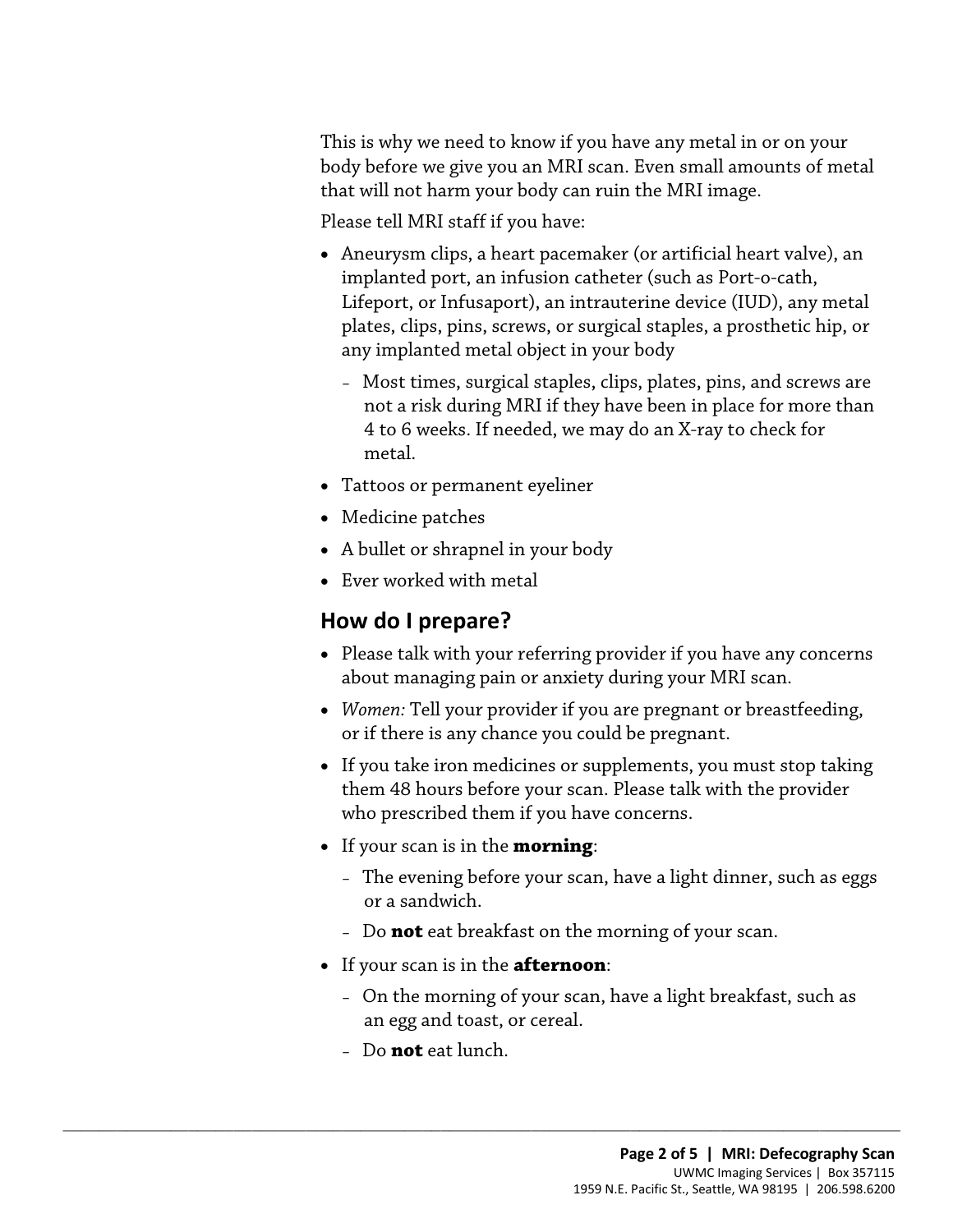This is why we need to know if you have any metal in or on your body before we give you an MRI scan. Even small amounts of metal that will not harm your body can ruin the MRI image.

Please tell MRI staff if you have:

- Aneurysm clips, a heart pacemaker (or artificial heart valve), an implanted port, an infusion catheter (such as Port-o-cath, Lifeport, or Infusaport), an intrauterine device (IUD), any metal plates, clips, pins, screws, or surgical staples, a prosthetic hip, or any implanted metal object in your body
  - Most times, surgical staples, clips, plates, pins, and screws are not a risk during MRI if they have been in place for more than 4 to 6 weeks. If needed, we may do an X-ray to check for metal.
- Tattoos or permanent eyeliner
- Medicine patches
- A bullet or shrapnel in your body
- Ever worked with metal

## How do I prepare?

- Please talk with your referring provider if you have any concerns about managing pain or anxiety during your MRI scan.
- *Women:* Tell your provider if you are pregnant or breastfeeding, or if there is any chance you could be pregnant.
- If you take iron medicines or supplements, you must stop taking them 48 hours before your scan. Please talk with the provider who prescribed them if you have concerns.
- If your scan is in the **morning**:
  - The evening before your scan, have a light dinner, such as eggs or a sandwich.
  - Do **not** eat breakfast on the morning of your scan.
- If your scan is in the **afternoon**:
  - On the morning of your scan, have a light breakfast, such as an egg and toast, or cereal.
  - Do **not** eat lunch.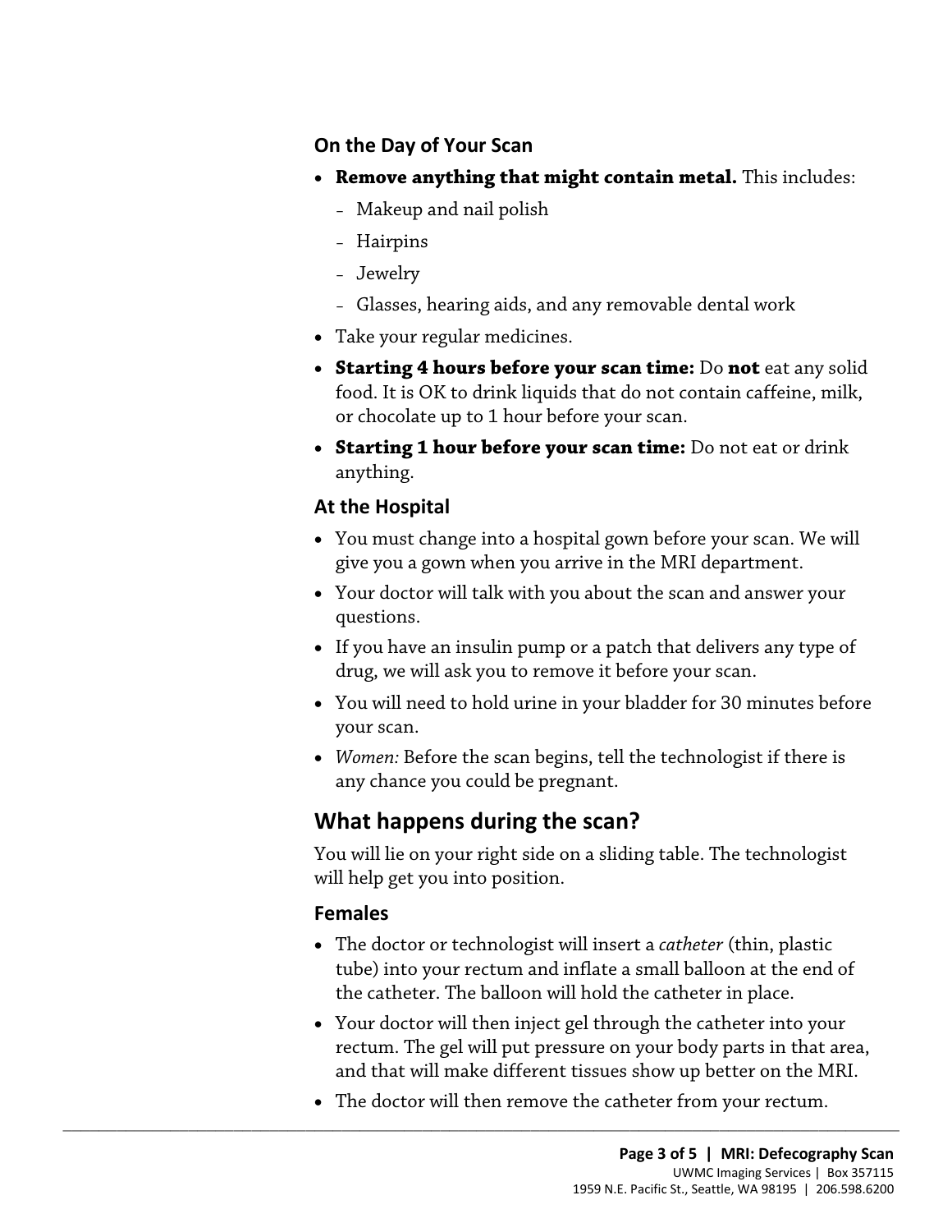### On the Day of Your Scan

- **Remove anything that might contain metal.** This includes:
  - Makeup and nail polish
  - Hairpins
  - Jewelry
  - Glasses, hearing aids, and any removable dental work
- Take your regular medicines.
- **Starting 4 hours before your scan time:** Do **not** eat any solid food. It is OK to drink liquids that do not contain caffeine, milk, or chocolate up to 1 hour before your scan.
- **Starting 1 hour before your scan time:** Do not eat or drink anything.

### At the Hospital

- You must change into a hospital gown before your scan. We will give you a gown when you arrive in the MRI department.
- Your doctor will talk with you about the scan and answer your questions.
- If you have an insulin pump or a patch that delivers any type of drug, we will ask you to remove it before your scan.
- You will need to hold urine in your bladder for 30 minutes before your scan.
- *Women:* Before the scan begins, tell the technologist if there is any chance you could be pregnant.

## What happens during the scan?

You will lie on your right side on a sliding table. The technologist will help get you into position.

### Females

- The doctor or technologist will insert a *catheter* (thin, plastic tube) into your rectum and inflate a small balloon at the end of the catheter. The balloon will hold the catheter in place.
- Your doctor will then inject gel through the catheter into your rectum. The gel will put pressure on your body parts in that area, and that will make different tissues show up better on the MRI.
- The doctor will then remove the catheter from your rectum.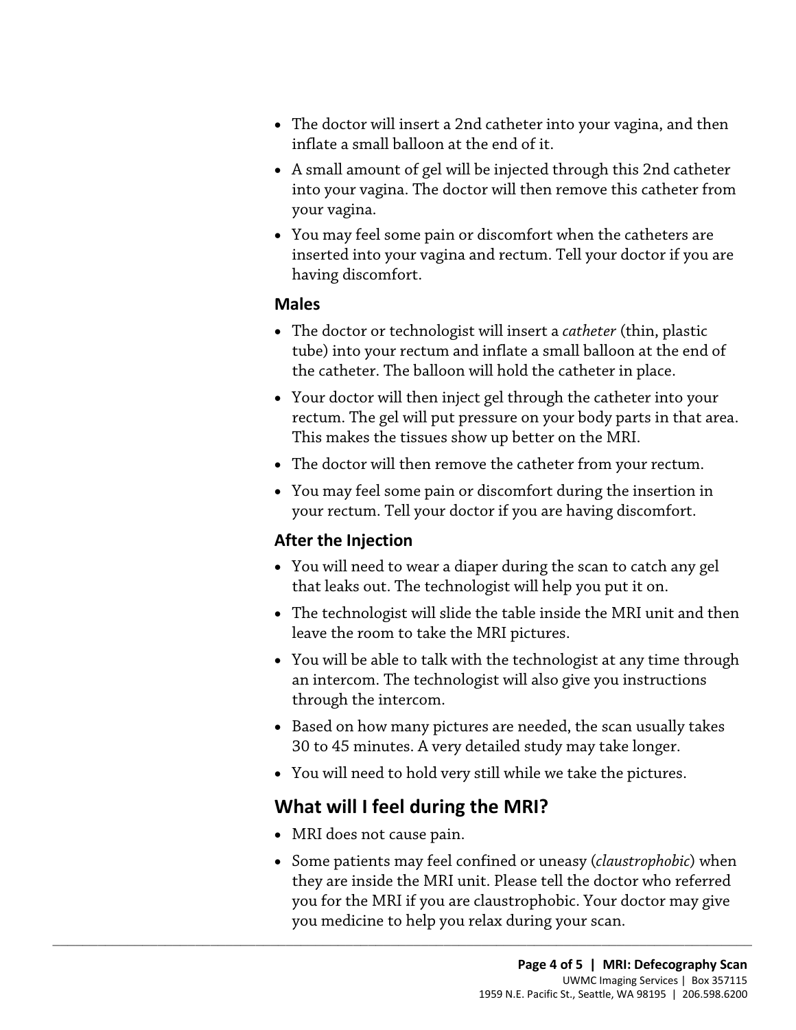- The doctor will insert a 2nd catheter into your vagina, and then inflate a small balloon at the end of it.
- A small amount of gel will be injected through this 2nd catheter into your vagina. The doctor will then remove this catheter from your vagina.
- You may feel some pain or discomfort when the catheters are inserted into your vagina and rectum. Tell your doctor if you are having discomfort.

### Males

- The doctor or technologist will insert a *catheter* (thin, plastic tube) into your rectum and inflate a small balloon at the end of the catheter. The balloon will hold the catheter in place.
- Your doctor will then inject gel through the catheter into your rectum. The gel will put pressure on your body parts in that area. This makes the tissues show up better on the MRI.
- The doctor will then remove the catheter from your rectum.
- You may feel some pain or discomfort during the insertion in your rectum. Tell your doctor if you are having discomfort.

### After the Injection

- You will need to wear a diaper during the scan to catch any gel that leaks out. The technologist will help you put it on.
- The technologist will slide the table inside the MRI unit and then leave the room to take the MRI pictures.
- You will be able to talk with the technologist at any time through an intercom. The technologist will also give you instructions through the intercom.
- Based on how many pictures are needed, the scan usually takes 30 to 45 minutes. A very detailed study may take longer.
- You will need to hold very still while we take the pictures.

## What will I feel during the MRI?

- MRI does not cause pain.
- Some patients may feel confined or uneasy (*claustrophobic*) when they are inside the MRI unit. Please tell the doctor who referred you for the MRI if you are claustrophobic. Your doctor may give you medicine to help you relax during your scan.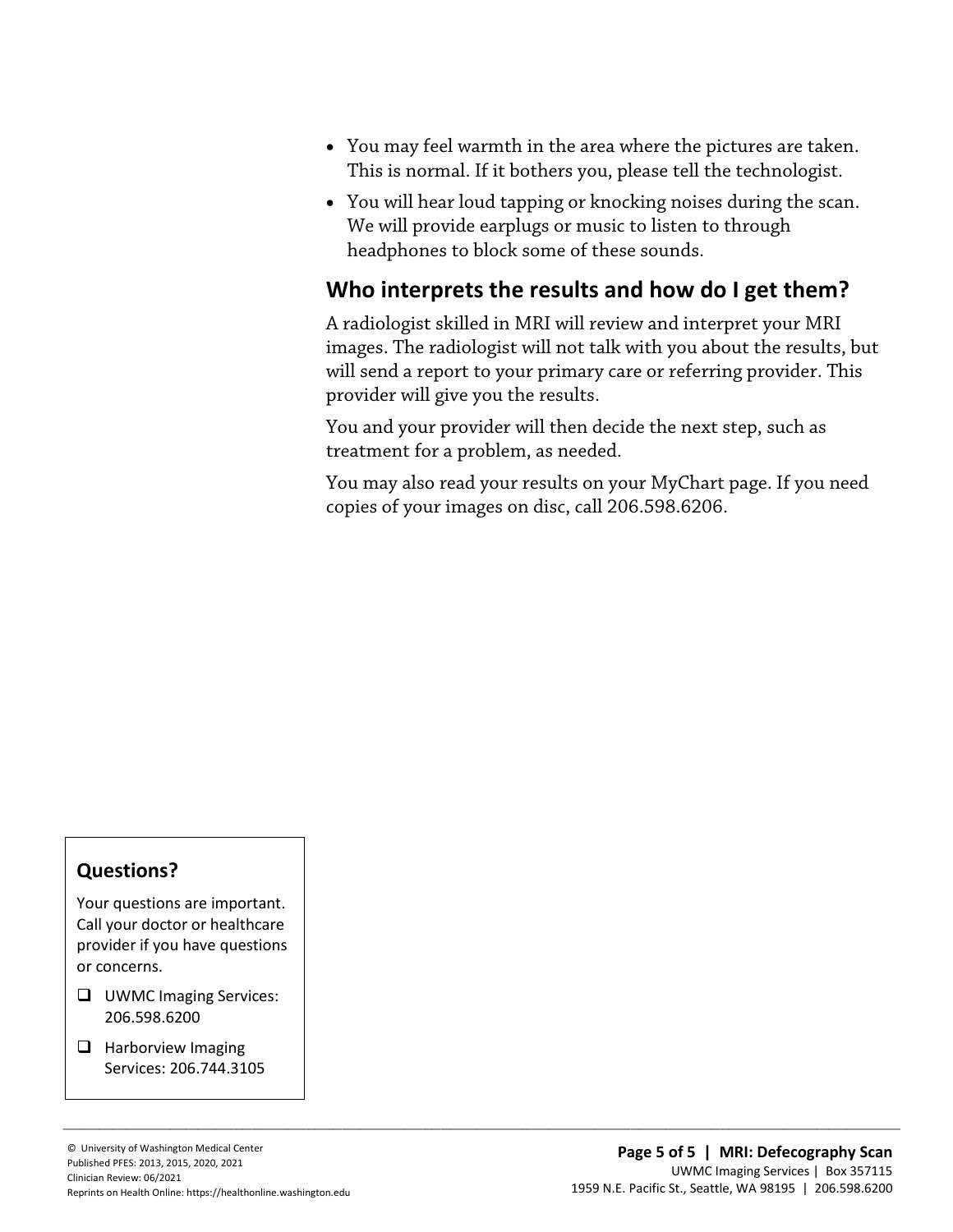- You may feel warmth in the area where the pictures are taken. This is normal. If it bothers you, please tell the technologist.
- You will hear loud tapping or knocking noises during the scan. We will provide earplugs or music to listen to through headphones to block some of these sounds.

## Who interprets the results and how do I get them?

A radiologist skilled in MRI will review and interpret your MRI images. The radiologist will not talk with you about the results, but will send a report to your primary care or referring provider. This provider will give you the results.

You and your provider will then decide the next step, such as treatment for a problem, as needed.

You may also read your results on your MyChart page. If you need copies of your images on disc, call 206.598.6206.

### Questions?

Your questions are important. Call your doctor or healthcare provider if you have questions or concerns.

- ❑ UWMC Imaging Services: 206.598.6200
- ❑ Harborview Imaging Services: 206.744.3105

© University of Washington Medical Center
Published PFES: 2013, 2015, 2020, 2021
Clinician Review: 06/2021
Reprints on Health Online: https://healthonline.washington.edu